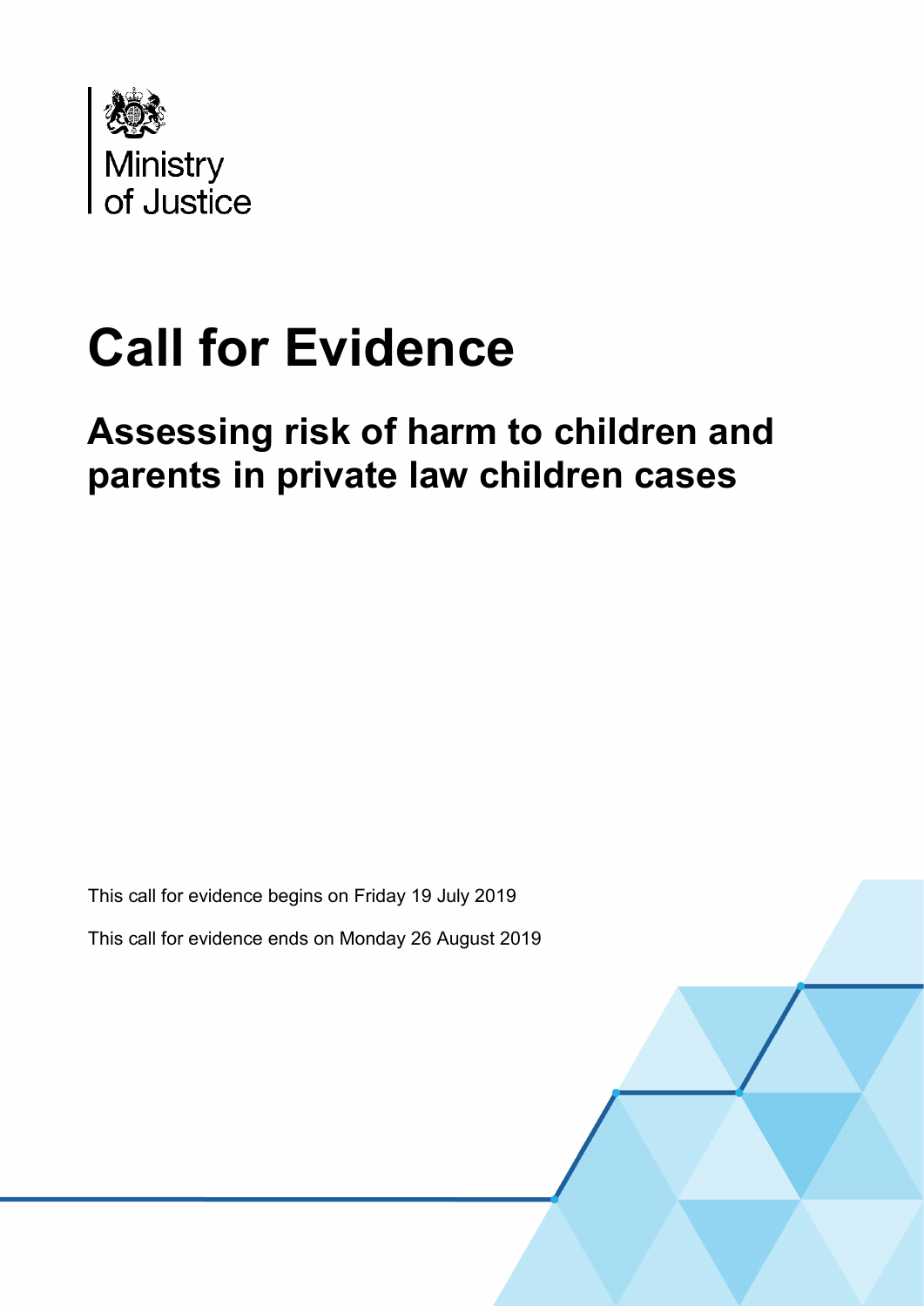Ministry of Justice

# Call for Evidence

## Assessing risk of harm to children and parents in private law children cases

This call for evidence begins on Friday 19 July 2019

This call for evidence ends on Monday 26 August 2019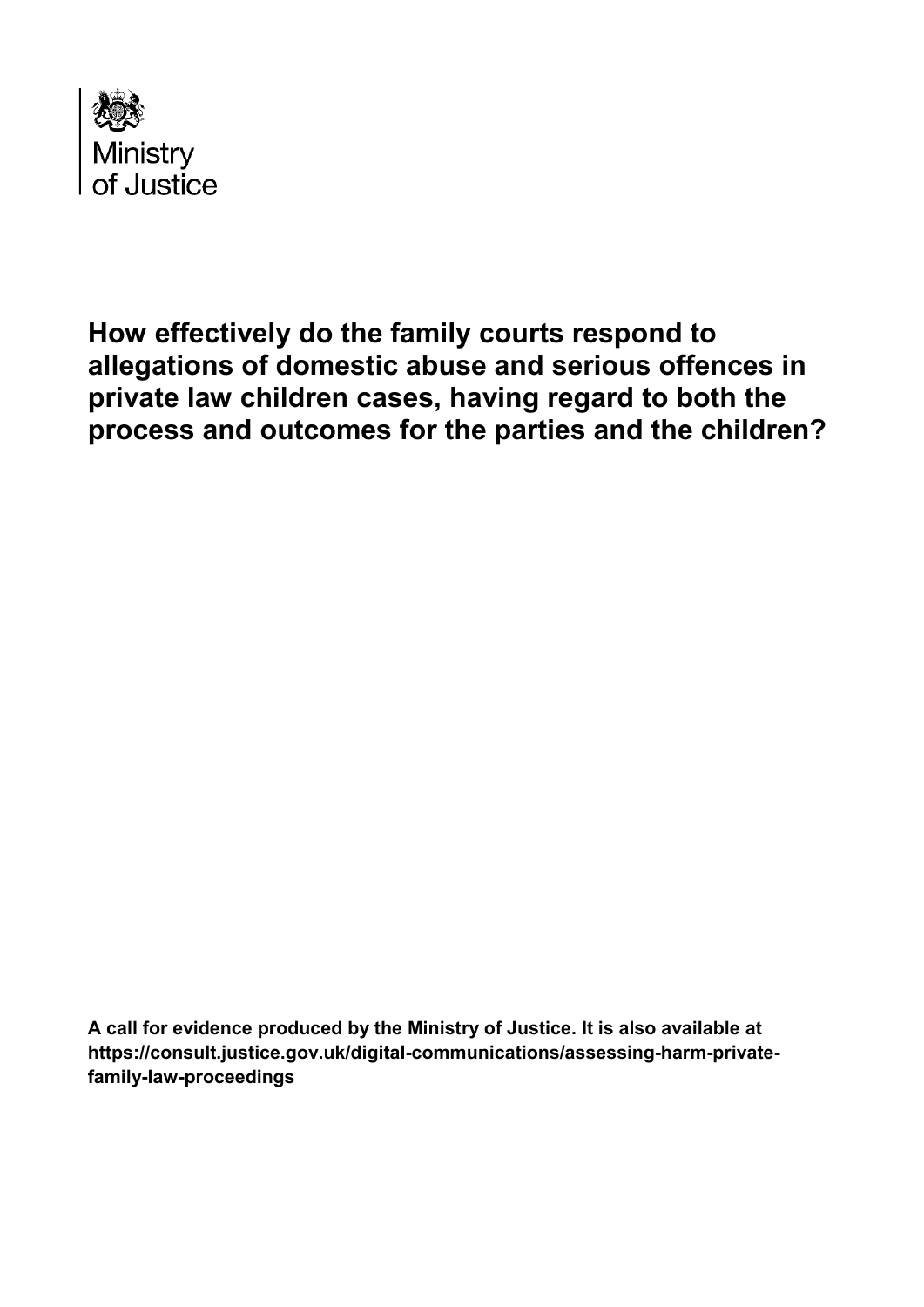Ministry
of Justice

# How effectively do the family courts respond to allegations of domestic abuse and serious offences in private law children cases, having regard to both the process and outcomes for the parties and the children?

**A call for evidence produced by the Ministry of Justice. It is also available at https://consult.justice.gov.uk/digital-communications/assessing-harm-private-family-law-proceedings**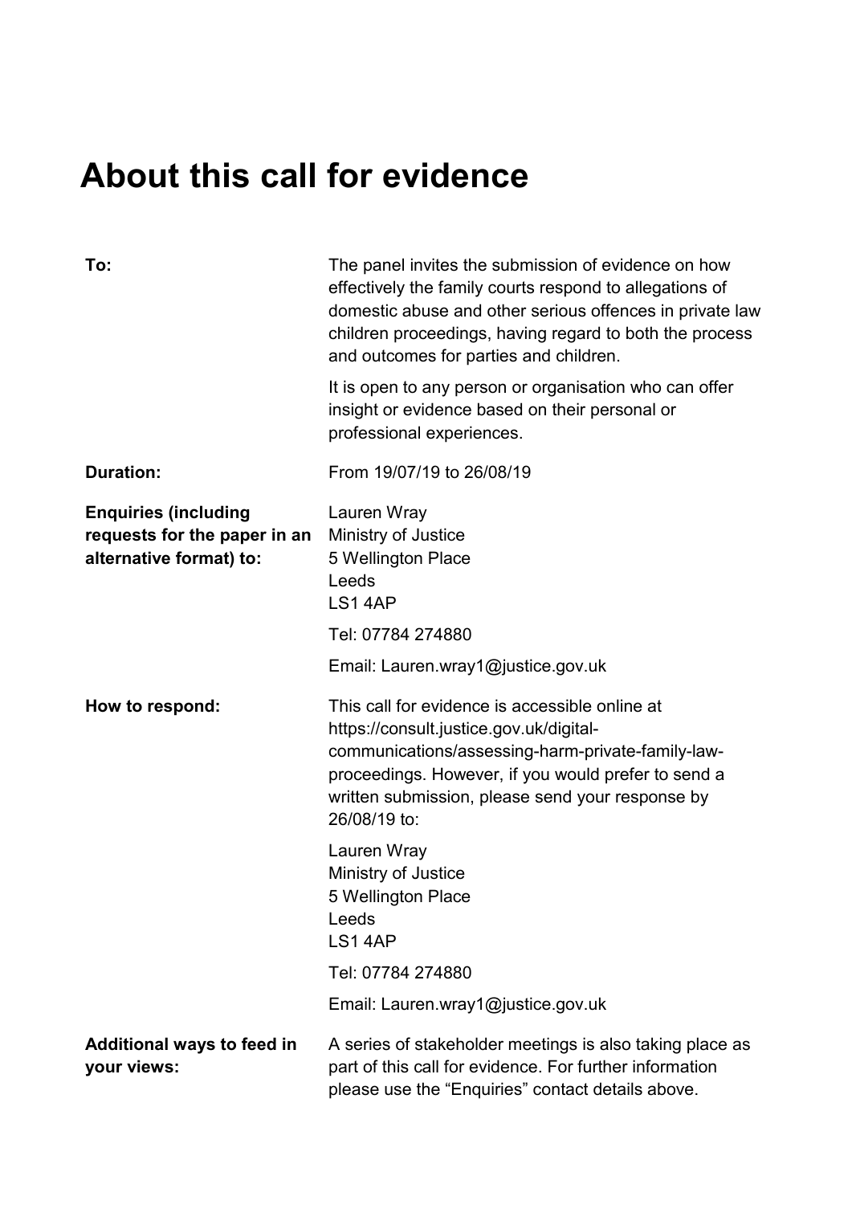# About this call for evidence

| | |
|---|---|
| **To:** | The panel invites the submission of evidence on how effectively the family courts respond to allegations of domestic abuse and other serious offences in private law children proceedings, having regard to both the process and outcomes for parties and children.<br><br>It is open to any person or organisation who can offer insight or evidence based on their personal or professional experiences. |
| **Duration:** | From 19/07/19 to 26/08/19 |
| **Enquiries (including requests for the paper in an alternative format) to:** | Lauren Wray<br>Ministry of Justice<br>5 Wellington Place<br>Leeds<br>LS1 4AP<br><br>Tel: 07784 274880<br><br>Email: Lauren.wray1@justice.gov.uk |
| **How to respond:** | This call for evidence is accessible online at https://consult.justice.gov.uk/digital-communications/assessing-harm-private-family-law-proceedings. However, if you would prefer to send a written submission, please send your response by 26/08/19 to:<br><br>Lauren Wray<br>Ministry of Justice<br>5 Wellington Place<br>Leeds<br>LS1 4AP<br><br>Tel: 07784 274880<br><br>Email: Lauren.wray1@justice.gov.uk |
| **Additional ways to feed in your views:** | A series of stakeholder meetings is also taking place as part of this call for evidence. For further information please use the "Enquiries" contact details above. |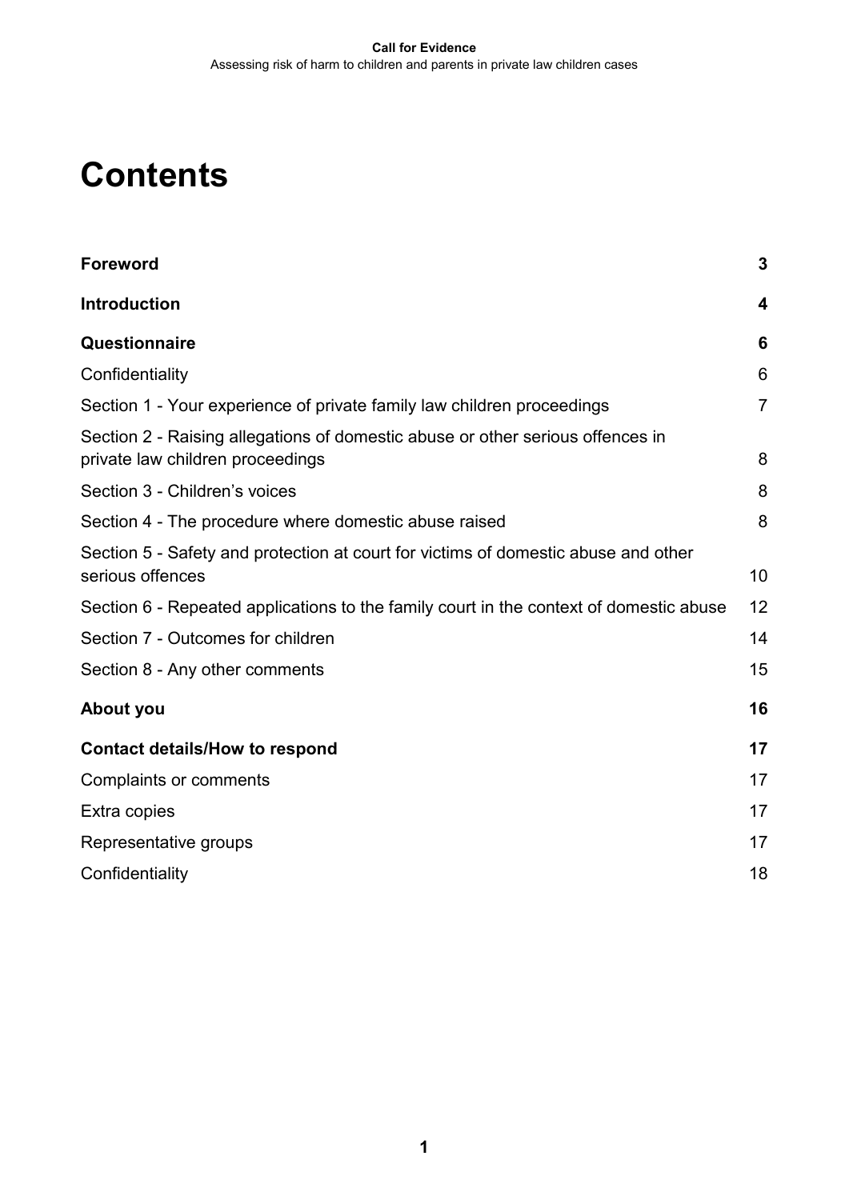# Contents

| | |
|---|---|
| **Foreword** | **3** |
| **Introduction** | **4** |
| **Questionnaire** | **6** |
| Confidentiality | 6 |
| Section 1 - Your experience of private family law children proceedings | 7 |
| Section 2 - Raising allegations of domestic abuse or other serious offences in private law children proceedings | 8 |
| Section 3 - Children's voices | 8 |
| Section 4 - The procedure where domestic abuse raised | 8 |
| Section 5 - Safety and protection at court for victims of domestic abuse and other serious offences | 10 |
| Section 6 - Repeated applications to the family court in the context of domestic abuse | 12 |
| Section 7 - Outcomes for children | 14 |
| Section 8 - Any other comments | 15 |
| **About you** | **16** |
| **Contact details/How to respond** | **17** |
| Complaints or comments | 17 |
| Extra copies | 17 |
| Representative groups | 17 |
| Confidentiality | 18 |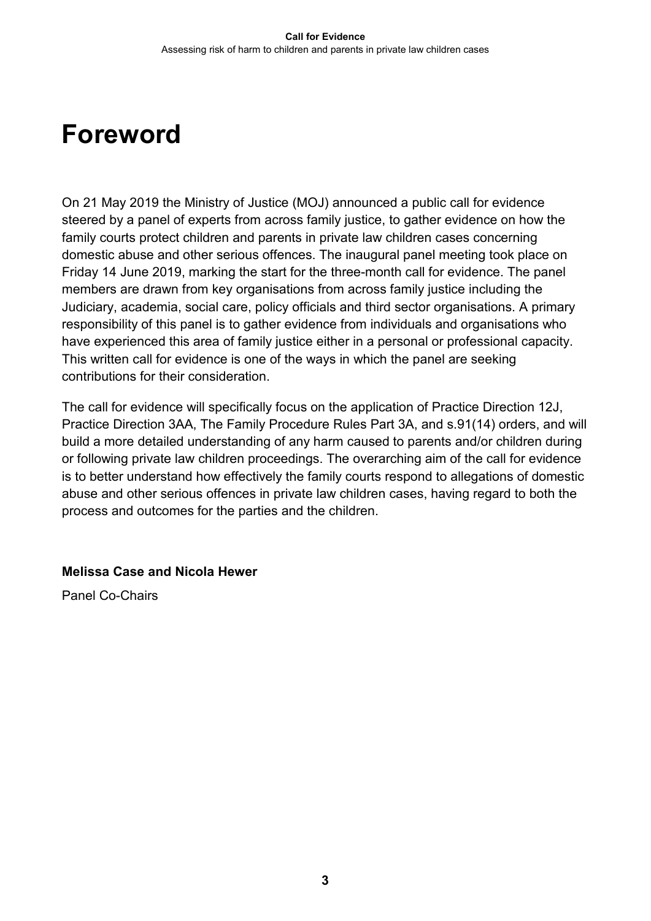# Foreword

On 21 May 2019 the Ministry of Justice (MOJ) announced a public call for evidence steered by a panel of experts from across family justice, to gather evidence on how the family courts protect children and parents in private law children cases concerning domestic abuse and other serious offences. The inaugural panel meeting took place on Friday 14 June 2019, marking the start for the three-month call for evidence. The panel members are drawn from key organisations from across family justice including the Judiciary, academia, social care, policy officials and third sector organisations. A primary responsibility of this panel is to gather evidence from individuals and organisations who have experienced this area of family justice either in a personal or professional capacity. This written call for evidence is one of the ways in which the panel are seeking contributions for their consideration.

The call for evidence will specifically focus on the application of Practice Direction 12J, Practice Direction 3AA, The Family Procedure Rules Part 3A, and s.91(14) orders, and will build a more detailed understanding of any harm caused to parents and/or children during or following private law children proceedings. The overarching aim of the call for evidence is to better understand how effectively the family courts respond to allegations of domestic abuse and other serious offences in private law children cases, having regard to both the process and outcomes for the parties and the children.

**Melissa Case and Nicola Hewer**

Panel Co-Chairs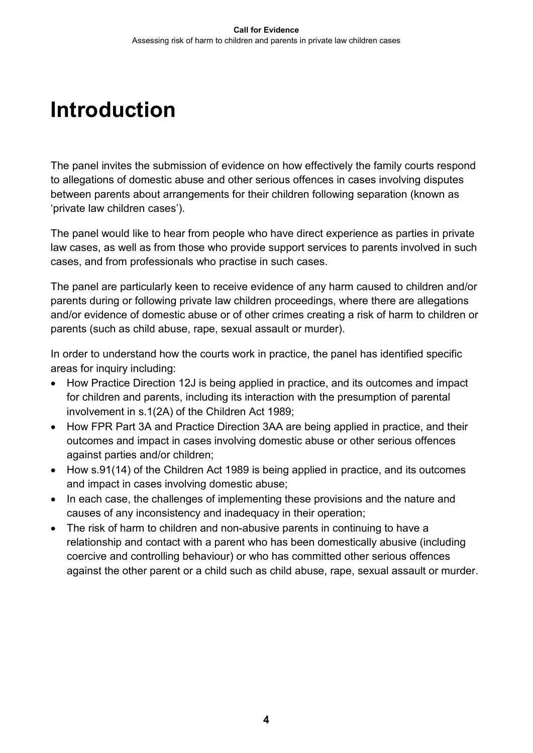# Introduction

The panel invites the submission of evidence on how effectively the family courts respond to allegations of domestic abuse and other serious offences in cases involving disputes between parents about arrangements for their children following separation (known as 'private law children cases').

The panel would like to hear from people who have direct experience as parties in private law cases, as well as from those who provide support services to parents involved in such cases, and from professionals who practise in such cases.

The panel are particularly keen to receive evidence of any harm caused to children and/or parents during or following private law children proceedings, where there are allegations and/or evidence of domestic abuse or of other crimes creating a risk of harm to children or parents (such as child abuse, rape, sexual assault or murder).

In order to understand how the courts work in practice, the panel has identified specific areas for inquiry including:

- How Practice Direction 12J is being applied in practice, and its outcomes and impact for children and parents, including its interaction with the presumption of parental involvement in s.1(2A) of the Children Act 1989;
- How FPR Part 3A and Practice Direction 3AA are being applied in practice, and their outcomes and impact in cases involving domestic abuse or other serious offences against parties and/or children;
- How s.91(14) of the Children Act 1989 is being applied in practice, and its outcomes and impact in cases involving domestic abuse;
- In each case, the challenges of implementing these provisions and the nature and causes of any inconsistency and inadequacy in their operation;
- The risk of harm to children and non-abusive parents in continuing to have a relationship and contact with a parent who has been domestically abusive (including coercive and controlling behaviour) or who has committed other serious offences against the other parent or a child such as child abuse, rape, sexual assault or murder.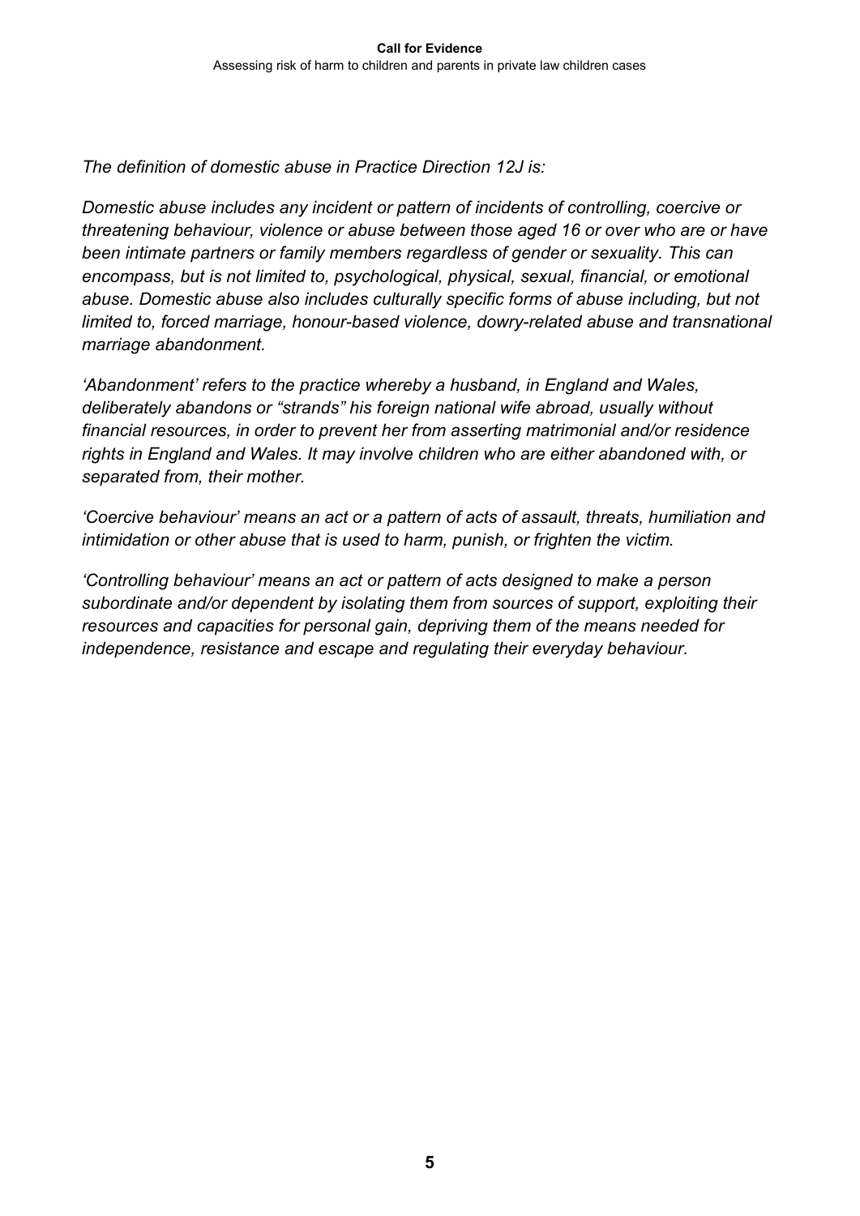*The definition of domestic abuse in Practice Direction 12J is:*

*Domestic abuse includes any incident or pattern of incidents of controlling, coercive or threatening behaviour, violence or abuse between those aged 16 or over who are or have been intimate partners or family members regardless of gender or sexuality. This can encompass, but is not limited to, psychological, physical, sexual, financial, or emotional abuse. Domestic abuse also includes culturally specific forms of abuse including, but not limited to, forced marriage, honour-based violence, dowry-related abuse and transnational marriage abandonment.*

*'Abandonment' refers to the practice whereby a husband, in England and Wales, deliberately abandons or "strands" his foreign national wife abroad, usually without financial resources, in order to prevent her from asserting matrimonial and/or residence rights in England and Wales. It may involve children who are either abandoned with, or separated from, their mother.*

*'Coercive behaviour' means an act or a pattern of acts of assault, threats, humiliation and intimidation or other abuse that is used to harm, punish, or frighten the victim.*

*'Controlling behaviour' means an act or pattern of acts designed to make a person subordinate and/or dependent by isolating them from sources of support, exploiting their resources and capacities for personal gain, depriving them of the means needed for independence, resistance and escape and regulating their everyday behaviour.*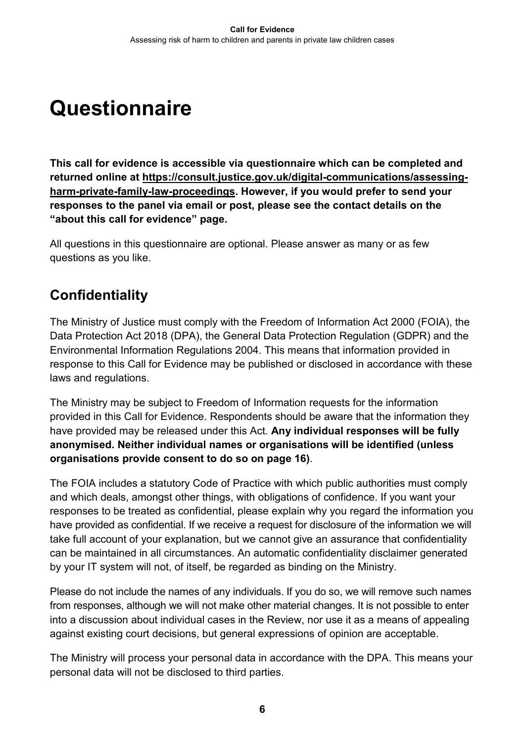# Questionnaire

**This call for evidence is accessible via questionnaire which can be completed and returned online at https://consult.justice.gov.uk/digital-communications/assessing-harm-private-family-law-proceedings. However, if you would prefer to send your responses to the panel via email or post, please see the contact details on the "about this call for evidence" page.**

All questions in this questionnaire are optional. Please answer as many or as few questions as you like.

## Confidentiality

The Ministry of Justice must comply with the Freedom of Information Act 2000 (FOIA), the Data Protection Act 2018 (DPA), the General Data Protection Regulation (GDPR) and the Environmental Information Regulations 2004. This means that information provided in response to this Call for Evidence may be published or disclosed in accordance with these laws and regulations.

The Ministry may be subject to Freedom of Information requests for the information provided in this Call for Evidence. Respondents should be aware that the information they have provided may be released under this Act. **Any individual responses will be fully anonymised. Neither individual names or organisations will be identified (unless organisations provide consent to do so on page 16)**.

The FOIA includes a statutory Code of Practice with which public authorities must comply and which deals, amongst other things, with obligations of confidence. If you want your responses to be treated as confidential, please explain why you regard the information you have provided as confidential. If we receive a request for disclosure of the information we will take full account of your explanation, but we cannot give an assurance that confidentiality can be maintained in all circumstances. An automatic confidentiality disclaimer generated by your IT system will not, of itself, be regarded as binding on the Ministry.

Please do not include the names of any individuals. If you do so, we will remove such names from responses, although we will not make other material changes. It is not possible to enter into a discussion about individual cases in the Review, nor use it as a means of appealing against existing court decisions, but general expressions of opinion are acceptable.

The Ministry will process your personal data in accordance with the DPA. This means your personal data will not be disclosed to third parties.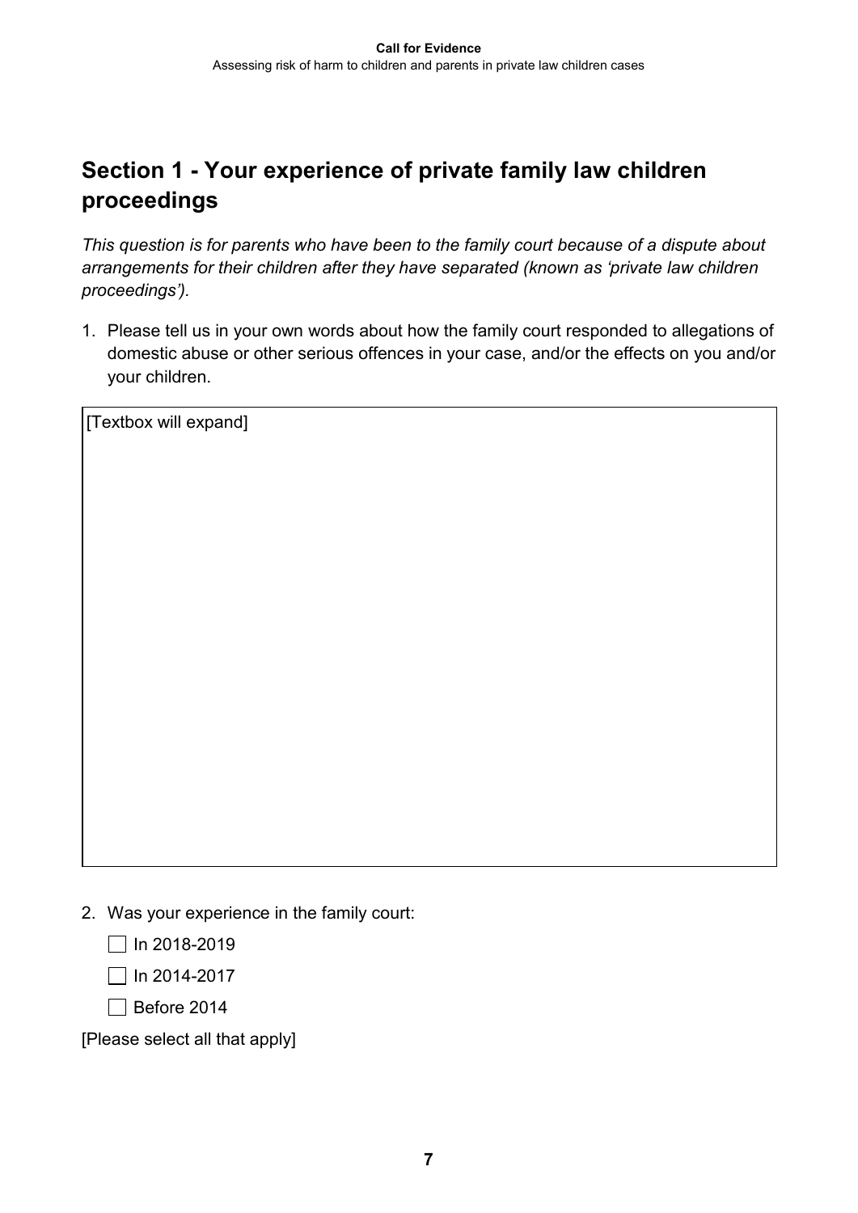## Section 1 - Your experience of private family law children proceedings

*This question is for parents who have been to the family court because of a dispute about arrangements for their children after they have separated (known as 'private law children proceedings').*

1. Please tell us in your own words about how the family court responded to allegations of domestic abuse or other serious offences in your case, and/or the effects on you and/or your children.

[Textbox will expand]

2. Was your experience in the family court:

- ☐ In 2018-2019
- ☐ In 2014-2017
- ☐ Before 2014

[Please select all that apply]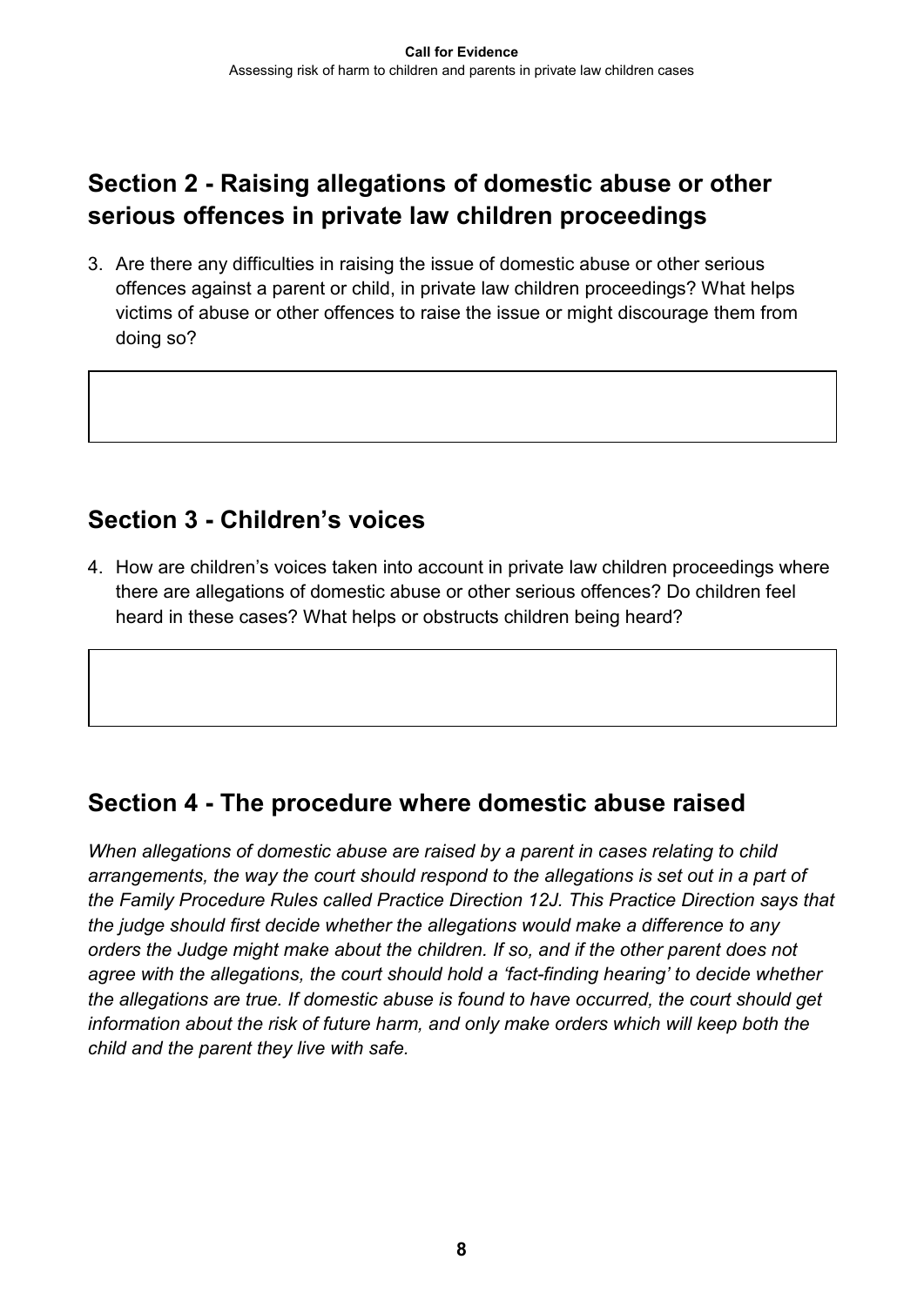## Section 2 - Raising allegations of domestic abuse or other serious offences in private law children proceedings

3. Are there any difficulties in raising the issue of domestic abuse or other serious offences against a parent or child, in private law children proceedings? What helps victims of abuse or other offences to raise the issue or might discourage them from doing so?

## Section 3 - Children's voices

4. How are children's voices taken into account in private law children proceedings where there are allegations of domestic abuse or other serious offences? Do children feel heard in these cases? What helps or obstructs children being heard?

## Section 4 - The procedure where domestic abuse raised

*When allegations of domestic abuse are raised by a parent in cases relating to child arrangements, the way the court should respond to the allegations is set out in a part of the Family Procedure Rules called Practice Direction 12J. This Practice Direction says that the judge should first decide whether the allegations would make a difference to any orders the Judge might make about the children. If so, and if the other parent does not agree with the allegations, the court should hold a 'fact-finding hearing' to decide whether the allegations are true. If domestic abuse is found to have occurred, the court should get information about the risk of future harm, and only make orders which will keep both the child and the parent they live with safe.*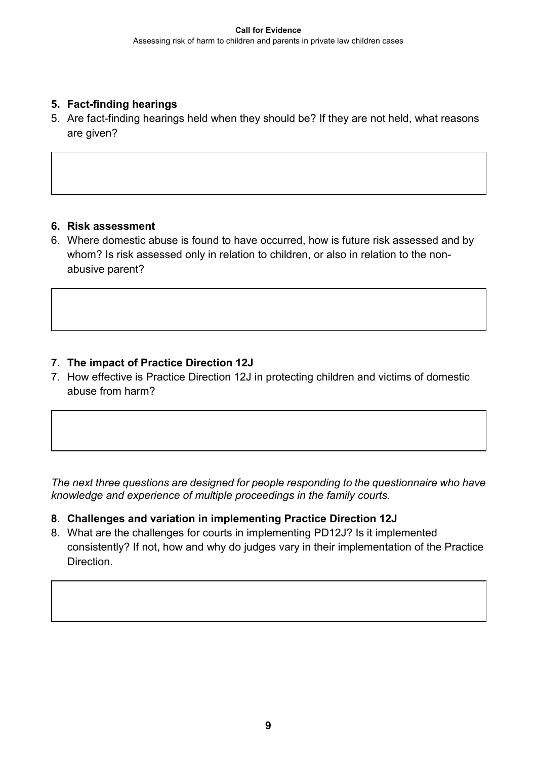## 5. Fact-finding hearings

5. Are fact-finding hearings held when they should be? If they are not held, what reasons are given?

## 6. Risk assessment

6. Where domestic abuse is found to have occurred, how is future risk assessed and by whom? Is risk assessed only in relation to children, or also in relation to the non-abusive parent?

## 7. The impact of Practice Direction 12J

7. How effective is Practice Direction 12J in protecting children and victims of domestic abuse from harm?

*The next three questions are designed for people responding to the questionnaire who have knowledge and experience of multiple proceedings in the family courts.*

## 8. Challenges and variation in implementing Practice Direction 12J

8. What are the challenges for courts in implementing PD12J? Is it implemented consistently? If not, how and why do judges vary in their implementation of the Practice Direction.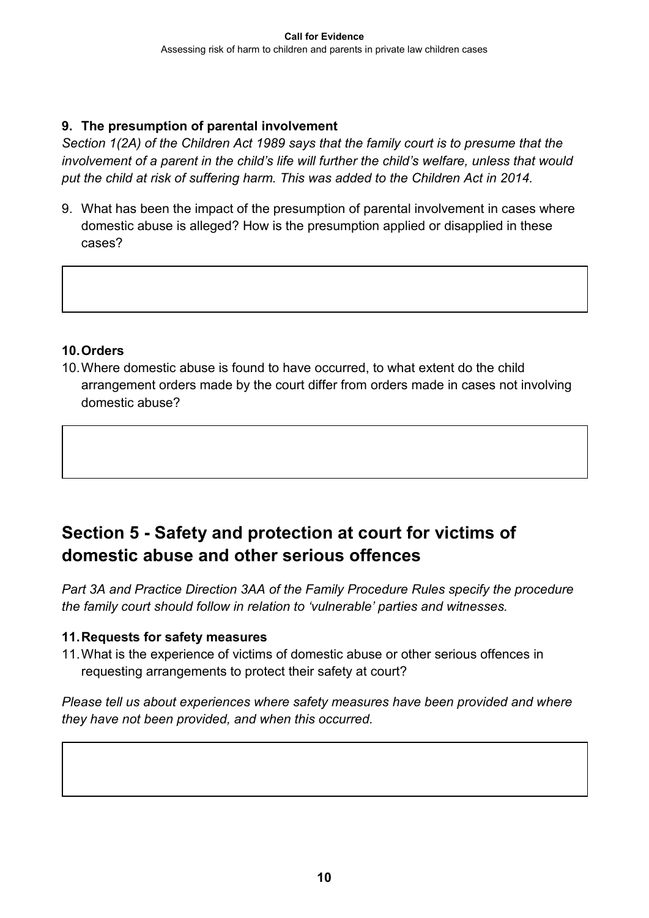### 9. The presumption of parental involvement

*Section 1(2A) of the Children Act 1989 says that the family court is to presume that the involvement of a parent in the child's life will further the child's welfare, unless that would put the child at risk of suffering harm. This was added to the Children Act in 2014.*

9. What has been the impact of the presumption of parental involvement in cases where domestic abuse is alleged? How is the presumption applied or disapplied in these cases?

### 10. Orders

10. Where domestic abuse is found to have occurred, to what extent do the child arrangement orders made by the court differ from orders made in cases not involving domestic abuse?

## Section 5 - Safety and protection at court for victims of domestic abuse and other serious offences

*Part 3A and Practice Direction 3AA of the Family Procedure Rules specify the procedure the family court should follow in relation to 'vulnerable' parties and witnesses.*

### 11. Requests for safety measures

11. What is the experience of victims of domestic abuse or other serious offences in requesting arrangements to protect their safety at court?

*Please tell us about experiences where safety measures have been provided and where they have not been provided, and when this occurred.*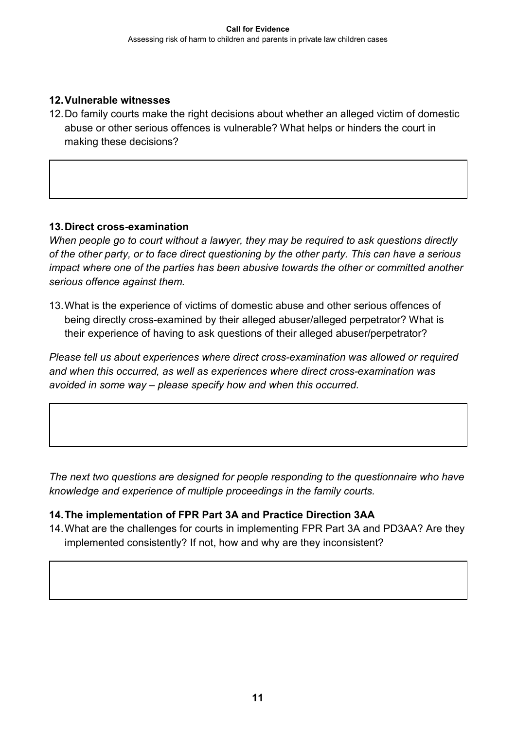## 12. Vulnerable witnesses

12. Do family courts make the right decisions about whether an alleged victim of domestic abuse or other serious offences is vulnerable? What helps or hinders the court in making these decisions?

## 13. Direct cross-examination

*When people go to court without a lawyer, they may be required to ask questions directly of the other party, or to face direct questioning by the other party. This can have a serious impact where one of the parties has been abusive towards the other or committed another serious offence against them.*

13. What is the experience of victims of domestic abuse and other serious offences of being directly cross-examined by their alleged abuser/alleged perpetrator? What is their experience of having to ask questions of their alleged abuser/perpetrator?

*Please tell us about experiences where direct cross-examination was allowed or required and when this occurred, as well as experiences where direct cross-examination was avoided in some way – please specify how and when this occurred.*

*The next two questions are designed for people responding to the questionnaire who have knowledge and experience of multiple proceedings in the family courts.*

## 14. The implementation of FPR Part 3A and Practice Direction 3AA

14. What are the challenges for courts in implementing FPR Part 3A and PD3AA? Are they implemented consistently? If not, how and why are they inconsistent?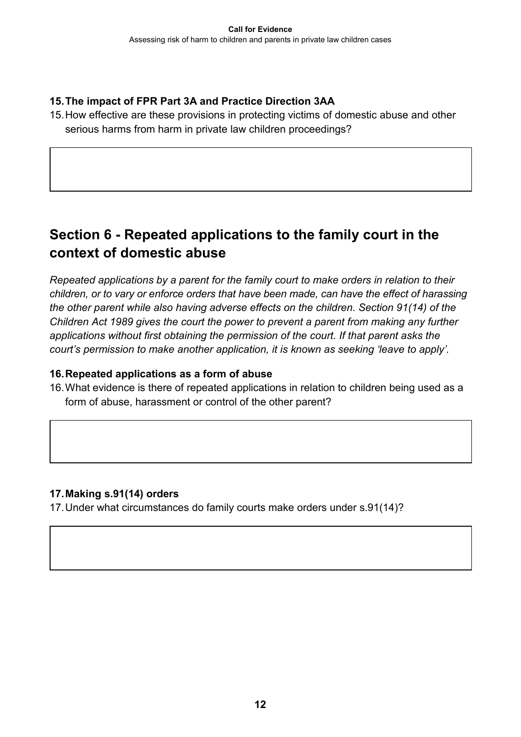### 15. The impact of FPR Part 3A and Practice Direction 3AA

15. How effective are these provisions in protecting victims of domestic abuse and other serious harms from harm in private law children proceedings?

## Section 6 - Repeated applications to the family court in the context of domestic abuse

*Repeated applications by a parent for the family court to make orders in relation to their children, or to vary or enforce orders that have been made, can have the effect of harassing the other parent while also having adverse effects on the children. Section 91(14) of the Children Act 1989 gives the court the power to prevent a parent from making any further applications without first obtaining the permission of the court. If that parent asks the court's permission to make another application, it is known as seeking 'leave to apply'.*

### 16. Repeated applications as a form of abuse

16. What evidence is there of repeated applications in relation to children being used as a form of abuse, harassment or control of the other parent?

### 17. Making s.91(14) orders

17. Under what circumstances do family courts make orders under s.91(14)?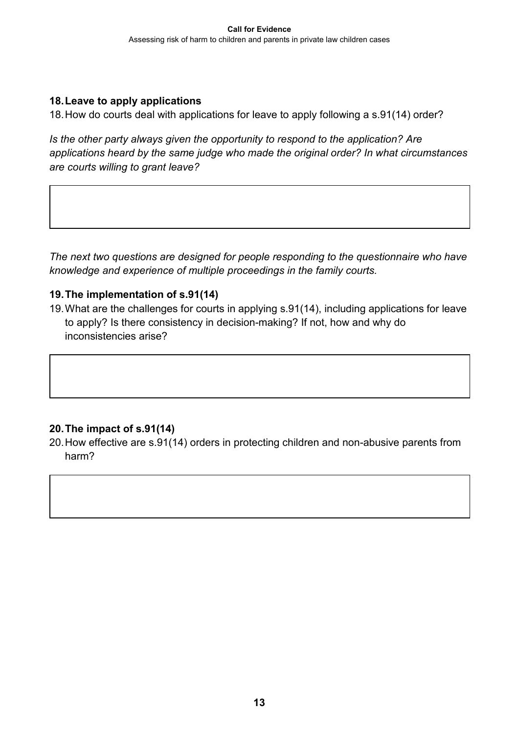## 18. Leave to apply applications

18. How do courts deal with applications for leave to apply following a s.91(14) order?

*Is the other party always given the opportunity to respond to the application? Are applications heard by the same judge who made the original order? In what circumstances are courts willing to grant leave?*

*The next two questions are designed for people responding to the questionnaire who have knowledge and experience of multiple proceedings in the family courts.*

## 19. The implementation of s.91(14)

19. What are the challenges for courts in applying s.91(14), including applications for leave to apply? Is there consistency in decision-making? If not, how and why do inconsistencies arise?

## 20. The impact of s.91(14)

20. How effective are s.91(14) orders in protecting children and non-abusive parents from harm?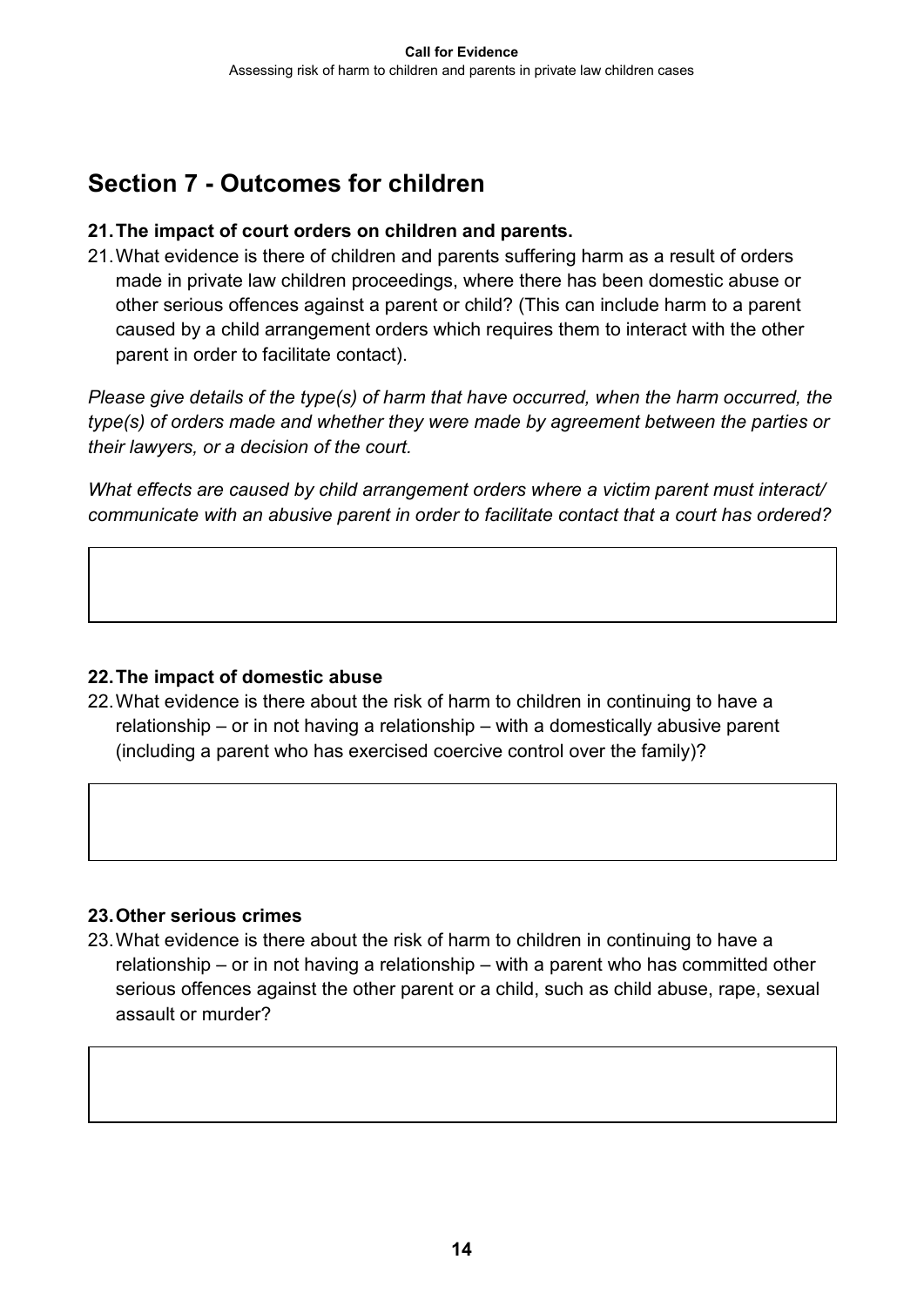## Section 7 - Outcomes for children

**21. The impact of court orders on children and parents.**

21. What evidence is there of children and parents suffering harm as a result of orders made in private law children proceedings, where there has been domestic abuse or other serious offences against a parent or child? (This can include harm to a parent caused by a child arrangement orders which requires them to interact with the other parent in order to facilitate contact).

*Please give details of the type(s) of harm that have occurred, when the harm occurred, the type(s) of orders made and whether they were made by agreement between the parties or their lawyers, or a decision of the court.*

*What effects are caused by child arrangement orders where a victim parent must interact/ communicate with an abusive parent in order to facilitate contact that a court has ordered?*

**22. The impact of domestic abuse**

22. What evidence is there about the risk of harm to children in continuing to have a relationship – or in not having a relationship – with a domestically abusive parent (including a parent who has exercised coercive control over the family)?

**23. Other serious crimes**

23. What evidence is there about the risk of harm to children in continuing to have a relationship – or in not having a relationship – with a parent who has committed other serious offences against the other parent or a child, such as child abuse, rape, sexual assault or murder?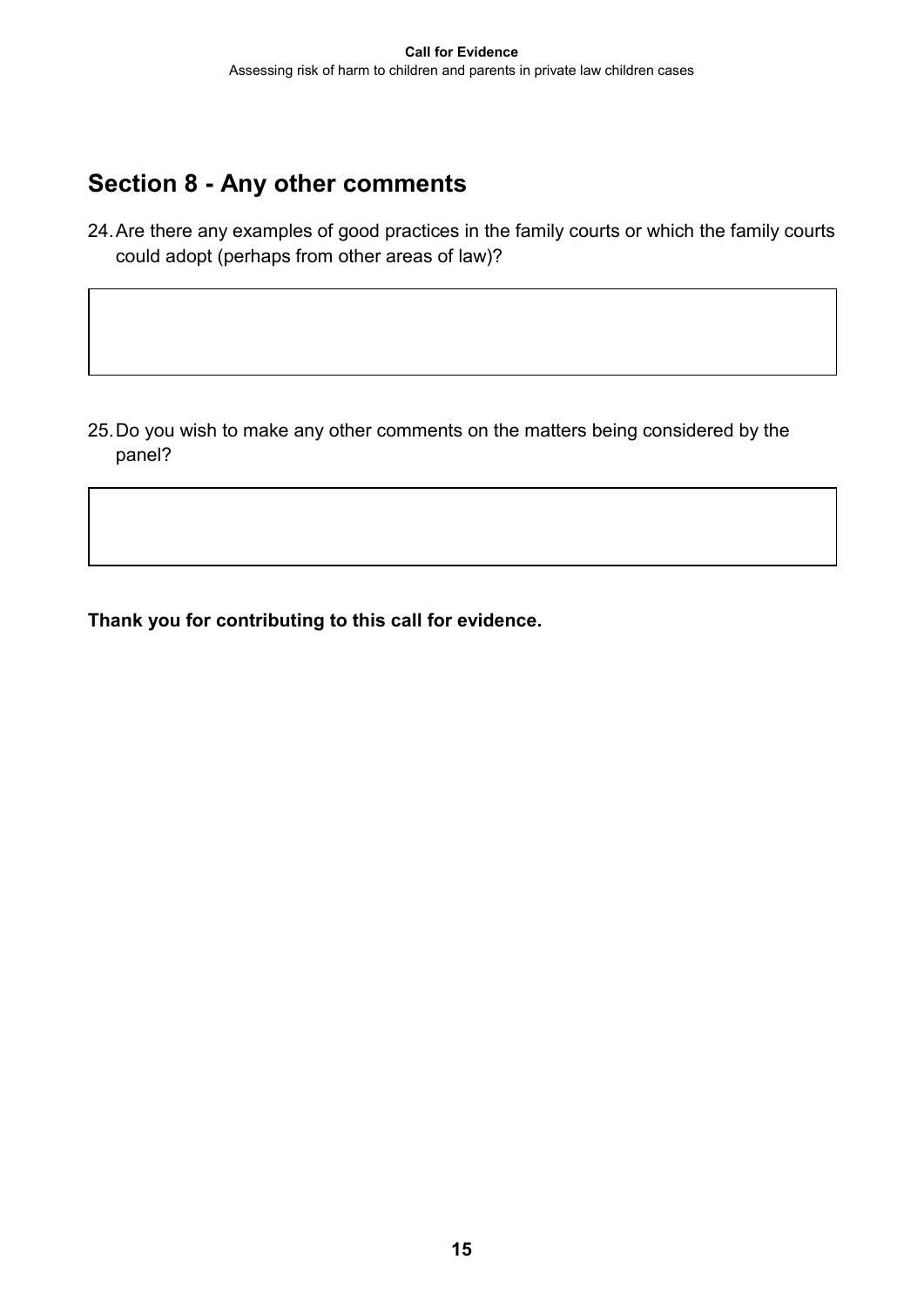## Section 8 - Any other comments

24. Are there any examples of good practices in the family courts or which the family courts could adopt (perhaps from other areas of law)?

25. Do you wish to make any other comments on the matters being considered by the panel?

**Thank you for contributing to this call for evidence.**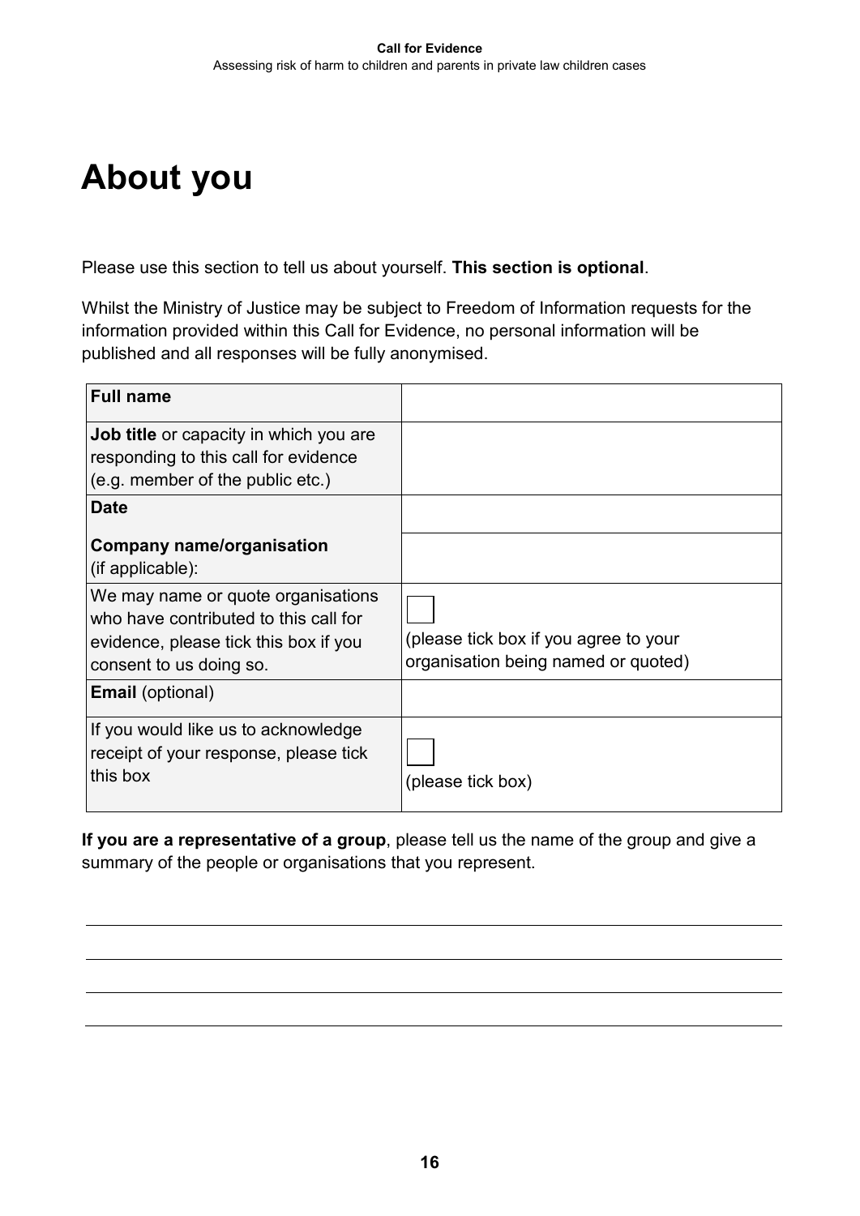# About you

Please use this section to tell us about yourself. **This section is optional**.

Whilst the Ministry of Justice may be subject to Freedom of Information requests for the information provided within this Call for Evidence, no personal information will be published and all responses will be fully anonymised.

| | |
|---|---|
| **Full name** | |
| **Job title** or capacity in which you are responding to this call for evidence (e.g. member of the public etc.) | |
| **Date** | |
| **Company name/organisation** (if applicable): | |
| We may name or quote organisations who have contributed to this call for evidence, please tick this box if you consent to us doing so. | ☐ (please tick box if you agree to your organisation being named or quoted) |
| **Email** (optional) | |
| If you would like us to acknowledge receipt of your response, please tick this box | ☐ (please tick box) |

**If you are a representative of a group**, please tell us the name of the group and give a summary of the people or organisations that you represent.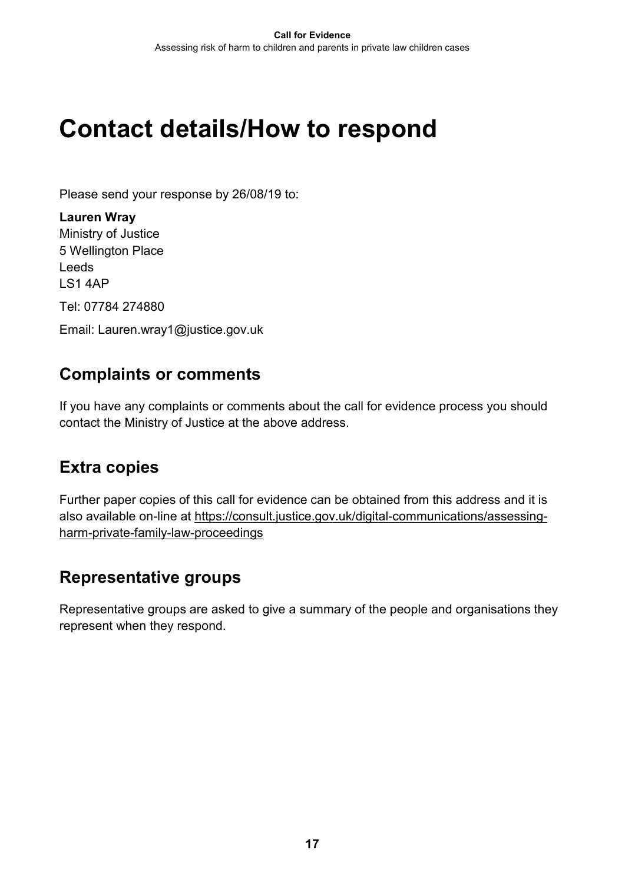# Contact details/How to respond

Please send your response by 26/08/19 to:

**Lauren Wray**
Ministry of Justice
5 Wellington Place
Leeds
LS1 4AP

Tel: 07784 274880

Email: Lauren.wray1@justice.gov.uk

## Complaints or comments

If you have any complaints or comments about the call for evidence process you should contact the Ministry of Justice at the above address.

## Extra copies

Further paper copies of this call for evidence can be obtained from this address and it is also available on-line at https://consult.justice.gov.uk/digital-communications/assessing-harm-private-family-law-proceedings

## Representative groups

Representative groups are asked to give a summary of the people and organisations they represent when they respond.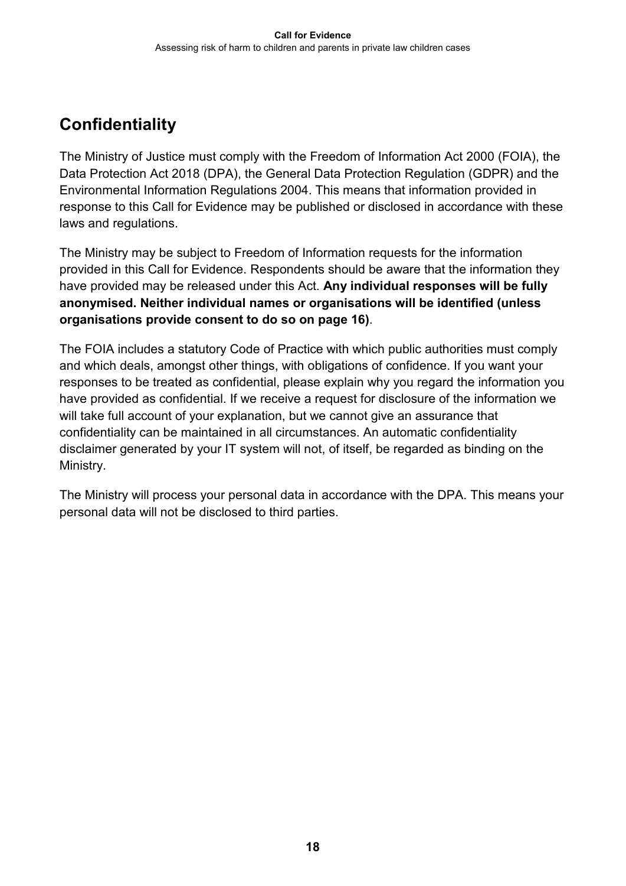## Confidentiality

The Ministry of Justice must comply with the Freedom of Information Act 2000 (FOIA), the Data Protection Act 2018 (DPA), the General Data Protection Regulation (GDPR) and the Environmental Information Regulations 2004. This means that information provided in response to this Call for Evidence may be published or disclosed in accordance with these laws and regulations.

The Ministry may be subject to Freedom of Information requests for the information provided in this Call for Evidence. Respondents should be aware that the information they have provided may be released under this Act. **Any individual responses will be fully anonymised. Neither individual names or organisations will be identified (unless organisations provide consent to do so on page 16)**.

The FOIA includes a statutory Code of Practice with which public authorities must comply and which deals, amongst other things, with obligations of confidence. If you want your responses to be treated as confidential, please explain why you regard the information you have provided as confidential. If we receive a request for disclosure of the information we will take full account of your explanation, but we cannot give an assurance that confidentiality can be maintained in all circumstances. An automatic confidentiality disclaimer generated by your IT system will not, of itself, be regarded as binding on the Ministry.

The Ministry will process your personal data in accordance with the DPA. This means your personal data will not be disclosed to third parties.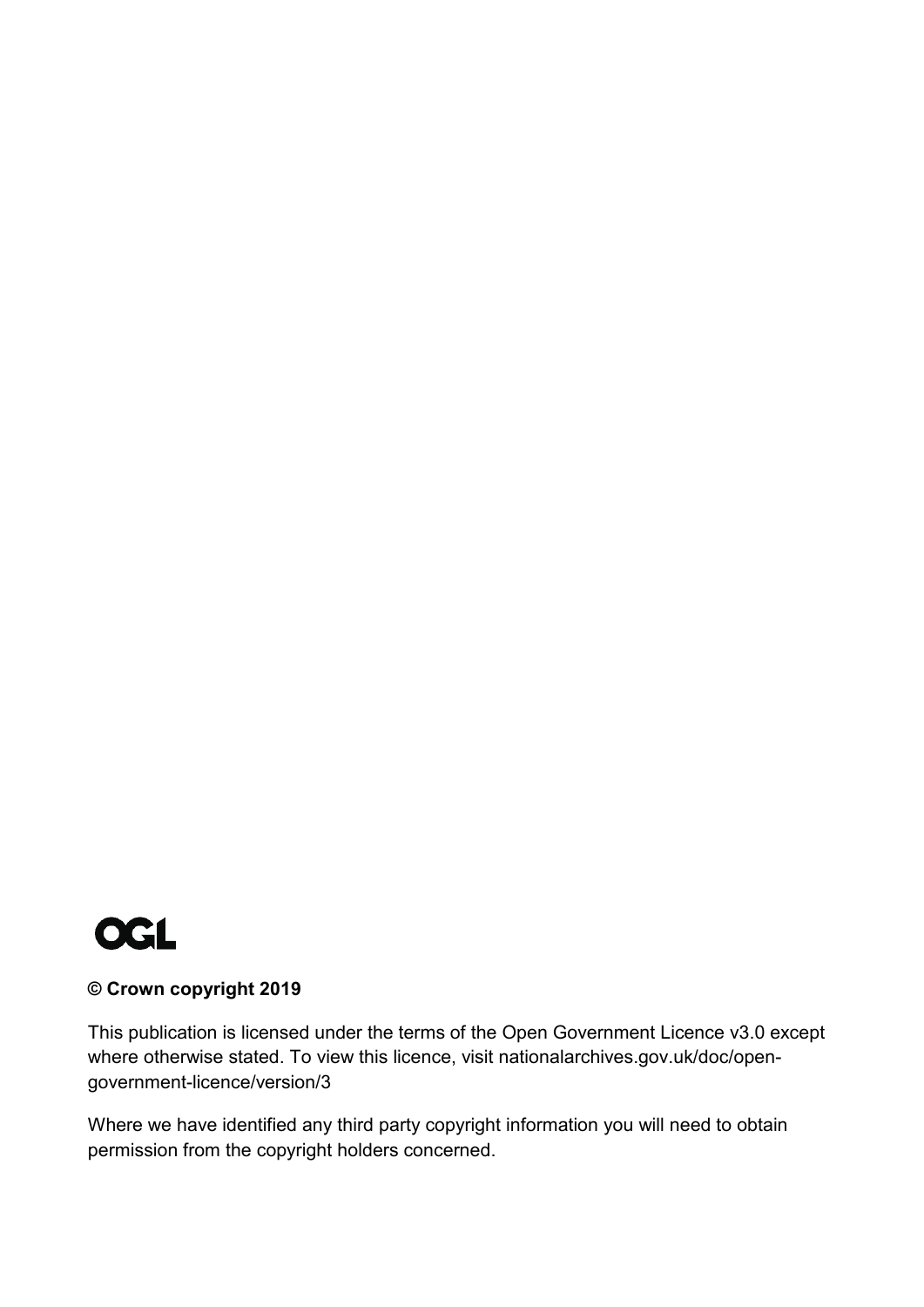OGL

**© Crown copyright 2019**

This publication is licensed under the terms of the Open Government Licence v3.0 except where otherwise stated. To view this licence, visit nationalarchives.gov.uk/doc/open-government-licence/version/3

Where we have identified any third party copyright information you will need to obtain permission from the copyright holders concerned.